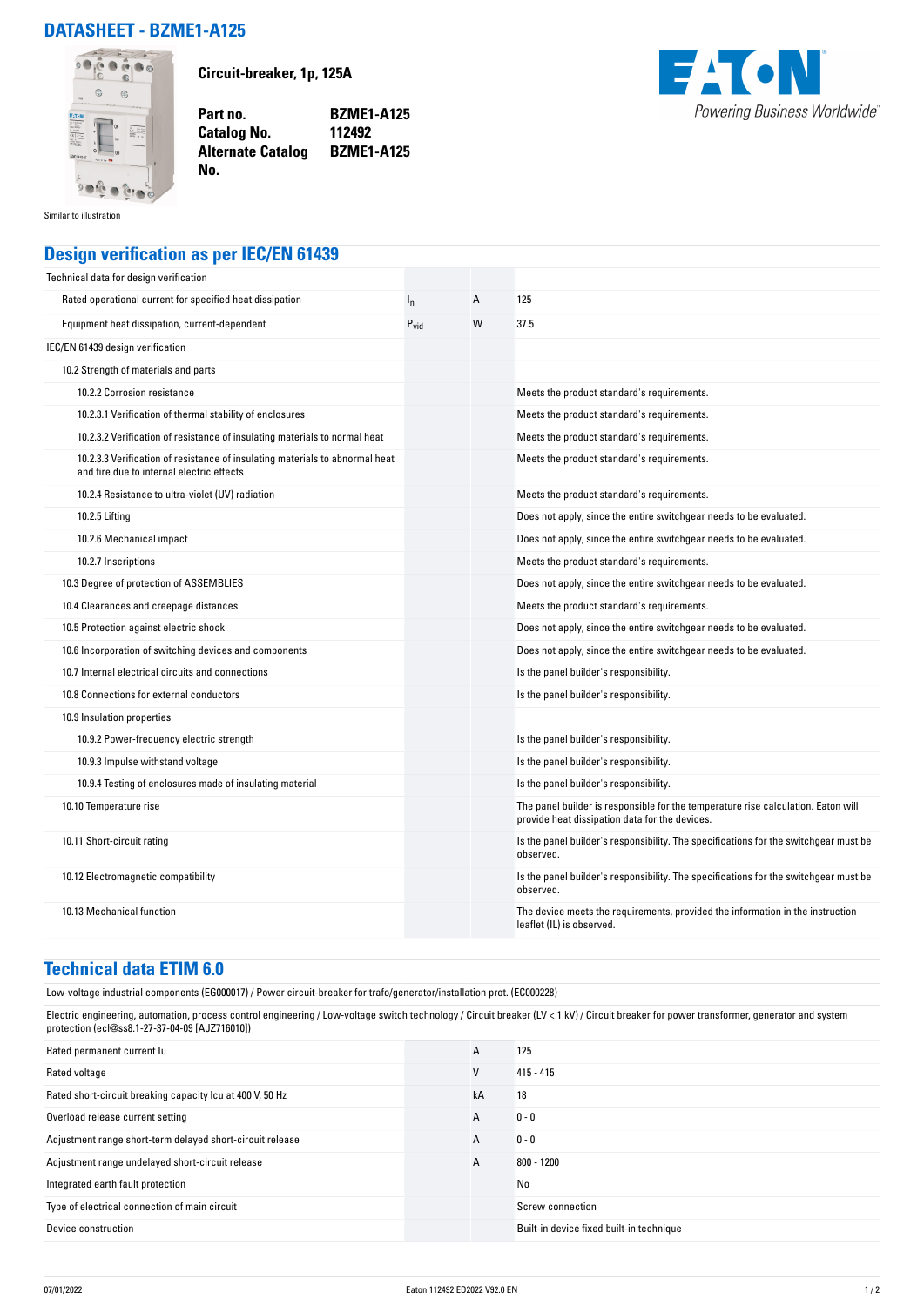# DATASHEET - BZME1-A125

Similar to illustration

**Circuit-breaker, 1p, 125A**

| | |
|---|---|
| **Part no.** | **BZME1-A125** |
| **Catalog No.** | **112492** |
| **Alternate Catalog No.** | **BZME1-A125** |

Powering Business Worldwide

## Design verification as per IEC/EN 61439

| | | | |
|---|---|---|---|
| Technical data for design verification | | | |
| Rated operational current for specified heat dissipation | $I_n$ | A | 125 |
| Equipment heat dissipation, current-dependent | $P_{vid}$ | W | 37.5 |
| IEC/EN 61439 design verification | | | |
| 10.2 Strength of materials and parts | | | |
| 10.2.2 Corrosion resistance | | | Meets the product standard's requirements. |
| 10.2.3.1 Verification of thermal stability of enclosures | | | Meets the product standard's requirements. |
| 10.2.3.2 Verification of resistance of insulating materials to normal heat | | | Meets the product standard's requirements. |
| 10.2.3.3 Verification of resistance of insulating materials to abnormal heat and fire due to internal electric effects | | | Meets the product standard's requirements. |
| 10.2.4 Resistance to ultra-violet (UV) radiation | | | Meets the product standard's requirements. |
| 10.2.5 Lifting | | | Does not apply, since the entire switchgear needs to be evaluated. |
| 10.2.6 Mechanical impact | | | Does not apply, since the entire switchgear needs to be evaluated. |
| 10.2.7 Inscriptions | | | Meets the product standard's requirements. |
| 10.3 Degree of protection of ASSEMBLIES | | | Does not apply, since the entire switchgear needs to be evaluated. |
| 10.4 Clearances and creepage distances | | | Meets the product standard's requirements. |
| 10.5 Protection against electric shock | | | Does not apply, since the entire switchgear needs to be evaluated. |
| 10.6 Incorporation of switching devices and components | | | Does not apply, since the entire switchgear needs to be evaluated. |
| 10.7 Internal electrical circuits and connections | | | Is the panel builder's responsibility. |
| 10.8 Connections for external conductors | | | Is the panel builder's responsibility. |
| 10.9 Insulation properties | | | |
| 10.9.2 Power-frequency electric strength | | | Is the panel builder's responsibility. |
| 10.9.3 Impulse withstand voltage | | | Is the panel builder's responsibility. |
| 10.9.4 Testing of enclosures made of insulating material | | | Is the panel builder's responsibility. |
| 10.10 Temperature rise | | | The panel builder is responsible for the temperature rise calculation. Eaton will provide heat dissipation data for the devices. |
| 10.11 Short-circuit rating | | | Is the panel builder's responsibility. The specifications for the switchgear must be observed. |
| 10.12 Electromagnetic compatibility | | | Is the panel builder's responsibility. The specifications for the switchgear must be observed. |
| 10.13 Mechanical function | | | The device meets the requirements, provided the information in the instruction leaflet (IL) is observed. |

## Technical data ETIM 6.0

Low-voltage industrial components (EG000017) / Power circuit-breaker for trafo/generator/installation prot. (EC000228)

Electric engineering, automation, process control engineering / Low-voltage switch technology / Circuit breaker (LV < 1 kV) / Circuit breaker for power transformer, generator and system protection (ecl@ss8.1-27-37-04-09 [AJZ716010])

| | | | |
|---|---|---|---|
| Rated permanent current Iu | | A | 125 |
| Rated voltage | | V | 415 - 415 |
| Rated short-circuit breaking capacity Icu at 400 V, 50 Hz | | kA | 18 |
| Overload release current setting | | A | 0 - 0 |
| Adjustment range short-term delayed short-circuit release | | A | 0 - 0 |
| Adjustment range undelayed short-circuit release | | A | 800 - 1200 |
| Integrated earth fault protection | | | No |
| Type of electrical connection of main circuit | | | Screw connection |
| Device construction | | | Built-in device fixed built-in technique |

07/01/2022 Eaton 112492 ED2022 V92.0 EN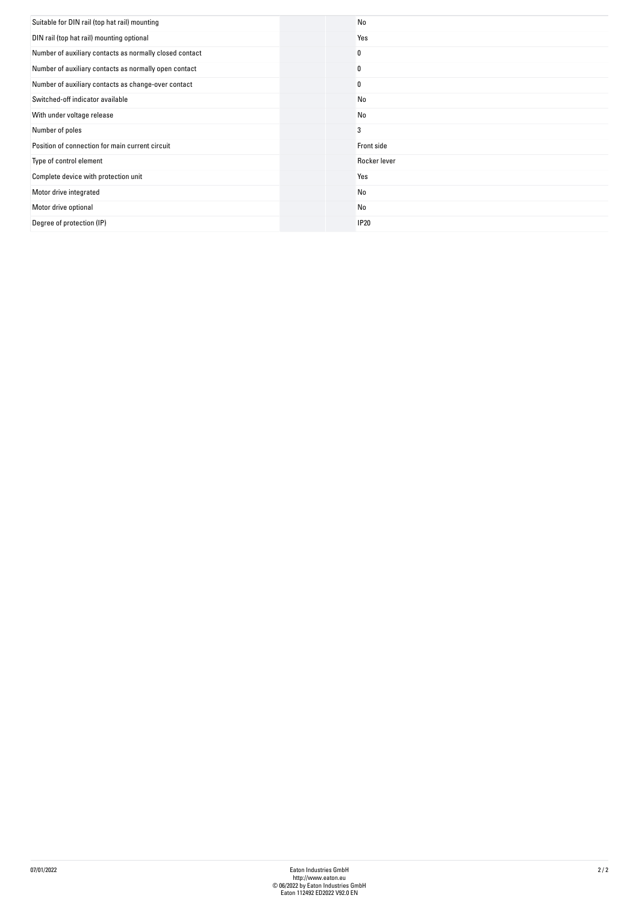| | | |
|---|---|---|
| Suitable for DIN rail (top hat rail) mounting | | No |
| DIN rail (top hat rail) mounting optional | | Yes |
| Number of auxiliary contacts as normally closed contact | | 0 |
| Number of auxiliary contacts as normally open contact | | 0 |
| Number of auxiliary contacts as change-over contact | | 0 |
| Switched-off indicator available | | No |
| With under voltage release | | No |
| Number of poles | | 3 |
| Position of connection for main current circuit | | Front side |
| Type of control element | | Rocker lever |
| Complete device with protection unit | | Yes |
| Motor drive integrated | | No |
| Motor drive optional | | No |
| Degree of protection (IP) | | IP20 |